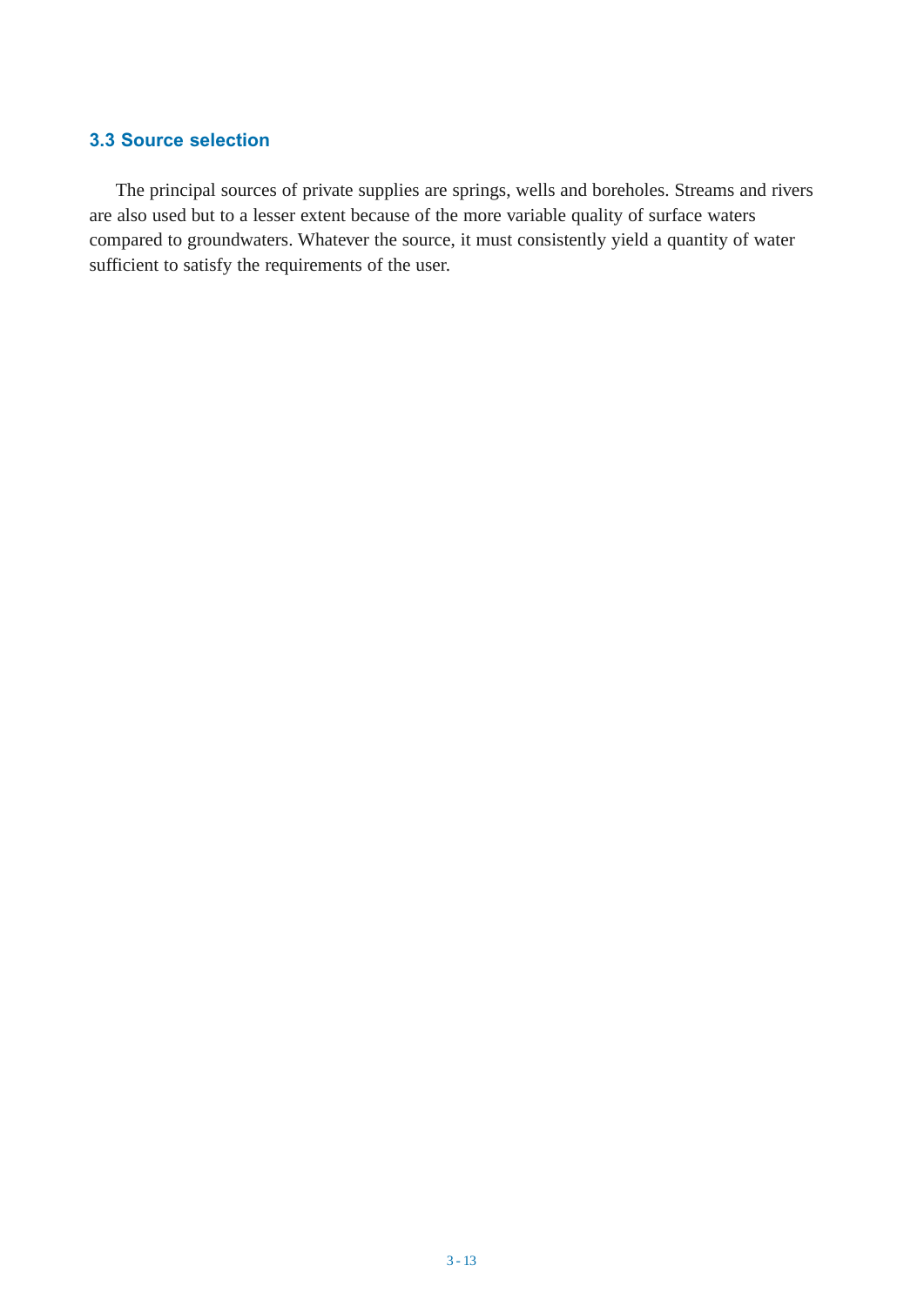## 3.3 Source selection

The principal sources of private supplies are springs, wells and boreholes. Streams and rivers are also used but to a lesser extent because of the more variable quality of surface waters compared to groundwaters. Whatever the source, it must consistently yield a quantity of water sufficient to satisfy the requirements of the user.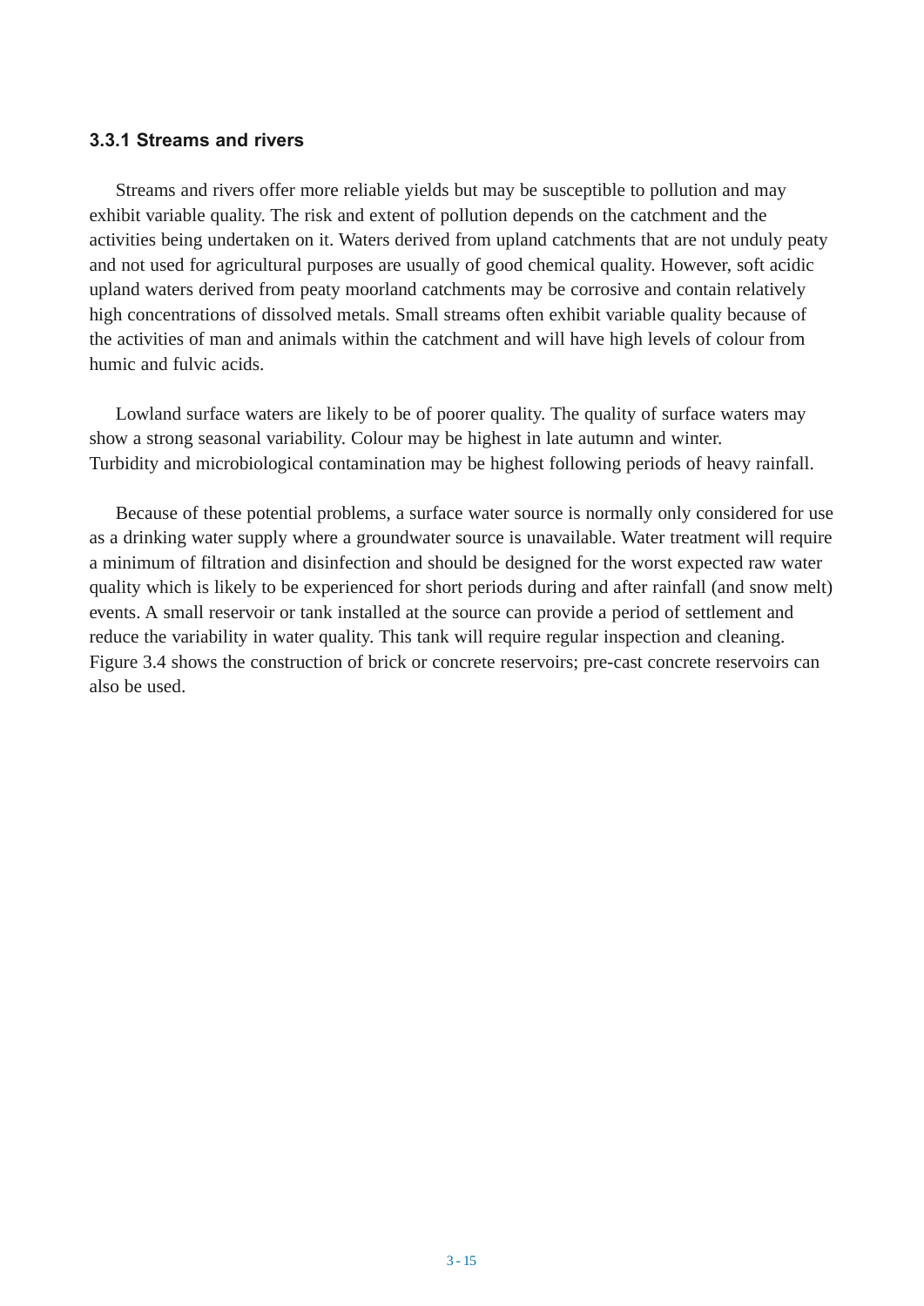### 3.3.1 Streams and rivers

Streams and rivers offer more reliable yields but may be susceptible to pollution and may exhibit variable quality. The risk and extent of pollution depends on the catchment and the activities being undertaken on it. Waters derived from upland catchments that are not unduly peaty and not used for agricultural purposes are usually of good chemical quality. However, soft acidic upland waters derived from peaty moorland catchments may be corrosive and contain relatively high concentrations of dissolved metals. Small streams often exhibit variable quality because of the activities of man and animals within the catchment and will have high levels of colour from humic and fulvic acids.

Lowland surface waters are likely to be of poorer quality. The quality of surface waters may show a strong seasonal variability. Colour may be highest in late autumn and winter. Turbidity and microbiological contamination may be highest following periods of heavy rainfall.

Because of these potential problems, a surface water source is normally only considered for use as a drinking water supply where a groundwater source is unavailable. Water treatment will require a minimum of filtration and disinfection and should be designed for the worst expected raw water quality which is likely to be experienced for short periods during and after rainfall (and snow melt) events. A small reservoir or tank installed at the source can provide a period of settlement and reduce the variability in water quality. This tank will require regular inspection and cleaning. Figure 3.4 shows the construction of brick or concrete reservoirs; pre-cast concrete reservoirs can also be used.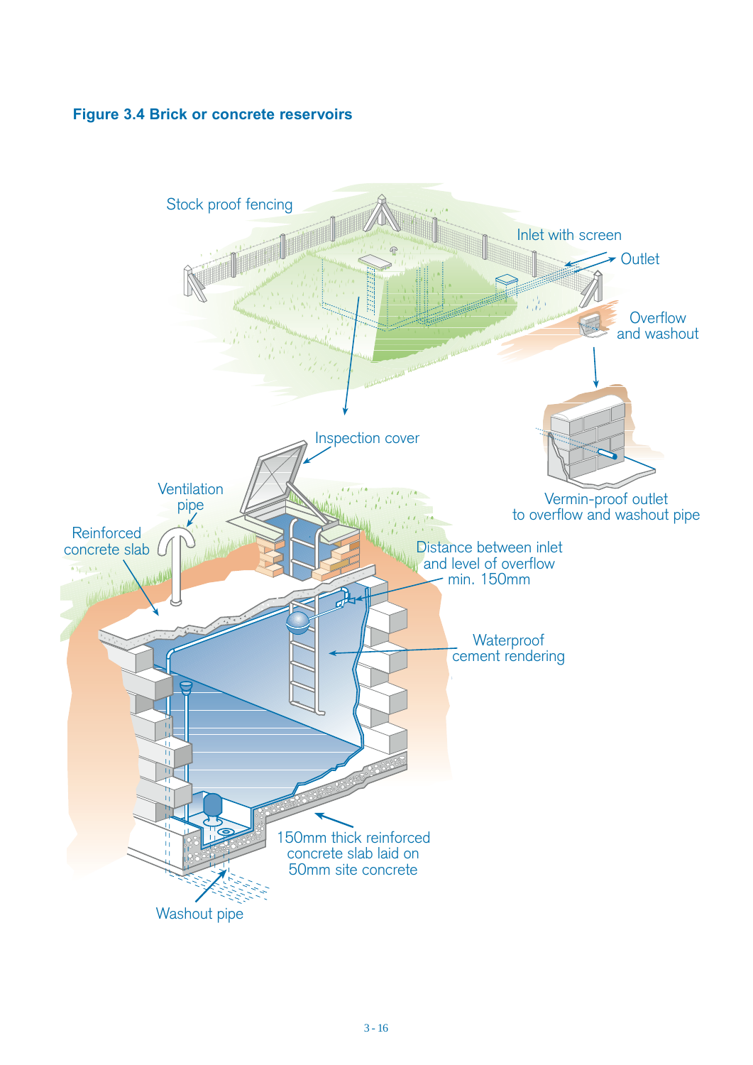**Figure 3.4 Brick or concrete reservoirs**

Stock proof fencing

Inlet with screen

Outlet

Overflow and washout

Inspection cover

Ventilation pipe

Reinforced concrete slab

Vermin-proof outlet to overflow and washout pipe

Distance between inlet and level of overflow min. 150mm

Waterproof cement rendering

150mm thick reinforced concrete slab laid on 50mm site concrete

Washout pipe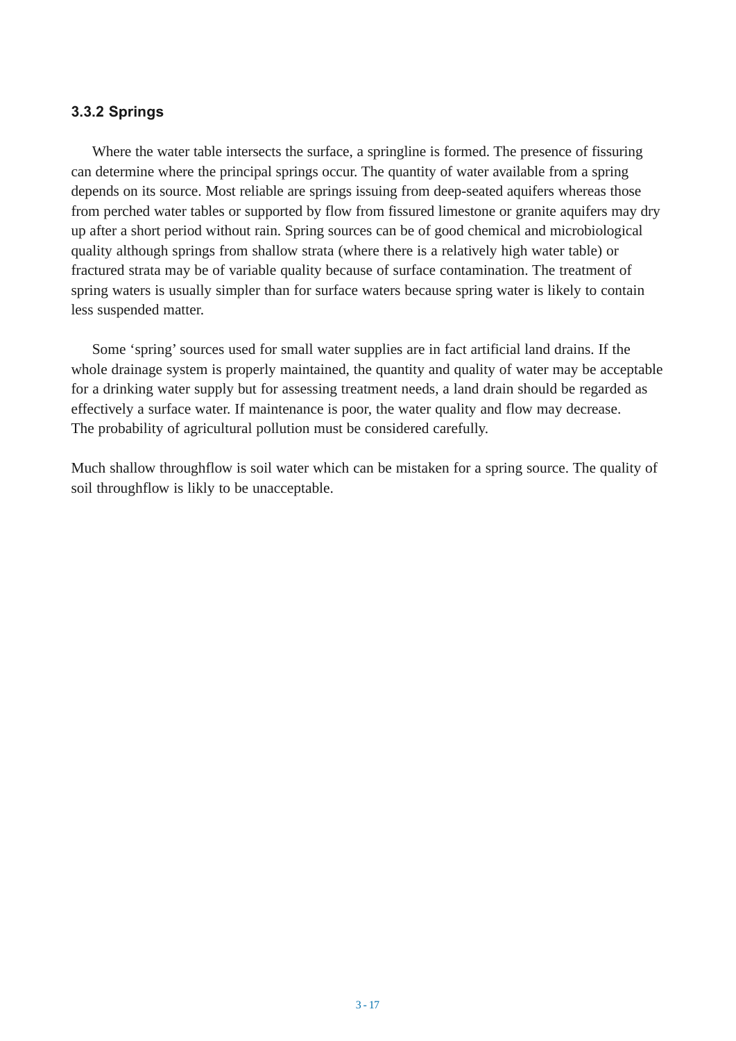### 3.3.2 Springs

Where the water table intersects the surface, a springline is formed. The presence of fissuring can determine where the principal springs occur. The quantity of water available from a spring depends on its source. Most reliable are springs issuing from deep-seated aquifers whereas those from perched water tables or supported by flow from fissured limestone or granite aquifers may dry up after a short period without rain. Spring sources can be of good chemical and microbiological quality although springs from shallow strata (where there is a relatively high water table) or fractured strata may be of variable quality because of surface contamination. The treatment of spring waters is usually simpler than for surface waters because spring water is likely to contain less suspended matter.

Some 'spring' sources used for small water supplies are in fact artificial land drains. If the whole drainage system is properly maintained, the quantity and quality of water may be acceptable for a drinking water supply but for assessing treatment needs, a land drain should be regarded as effectively a surface water. If maintenance is poor, the water quality and flow may decrease. The probability of agricultural pollution must be considered carefully.

Much shallow throughflow is soil water which can be mistaken for a spring source. The quality of soil throughflow is likly to be unacceptable.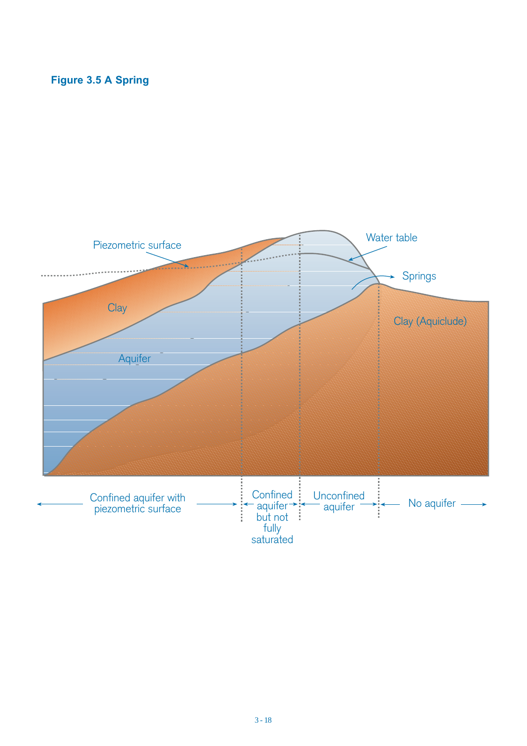**Figure 3.5 A Spring**

Piezometric surface

Water table

Springs

Clay

Aquifer

Clay (Aquiclude)

← Confined aquifer with piezometric surface → ← Confined aquifer but not fully saturated → ← Unconfined aquifer → ← No aquifer →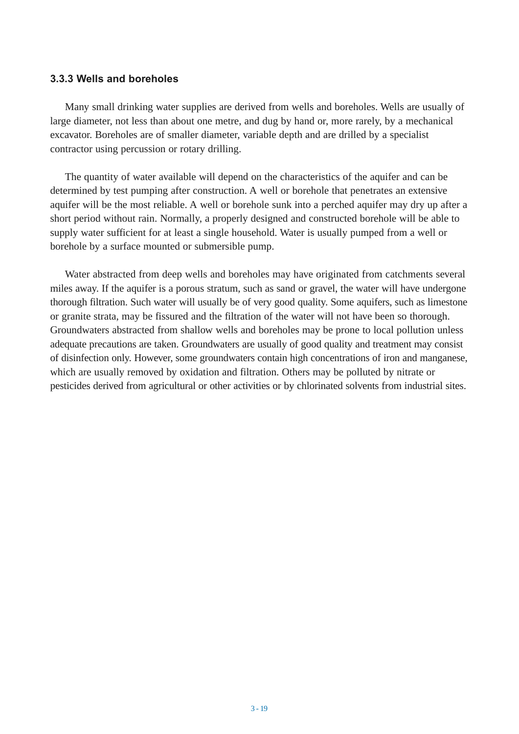### 3.3.3 Wells and boreholes

Many small drinking water supplies are derived from wells and boreholes. Wells are usually of large diameter, not less than about one metre, and dug by hand or, more rarely, by a mechanical excavator. Boreholes are of smaller diameter, variable depth and are drilled by a specialist contractor using percussion or rotary drilling.

The quantity of water available will depend on the characteristics of the aquifer and can be determined by test pumping after construction. A well or borehole that penetrates an extensive aquifer will be the most reliable. A well or borehole sunk into a perched aquifer may dry up after a short period without rain. Normally, a properly designed and constructed borehole will be able to supply water sufficient for at least a single household. Water is usually pumped from a well or borehole by a surface mounted or submersible pump.

Water abstracted from deep wells and boreholes may have originated from catchments several miles away. If the aquifer is a porous stratum, such as sand or gravel, the water will have undergone thorough filtration. Such water will usually be of very good quality. Some aquifers, such as limestone or granite strata, may be fissured and the filtration of the water will not have been so thorough. Groundwaters abstracted from shallow wells and boreholes may be prone to local pollution unless adequate precautions are taken. Groundwaters are usually of good quality and treatment may consist of disinfection only. However, some groundwaters contain high concentrations of iron and manganese, which are usually removed by oxidation and filtration. Others may be polluted by nitrate or pesticides derived from agricultural or other activities or by chlorinated solvents from industrial sites.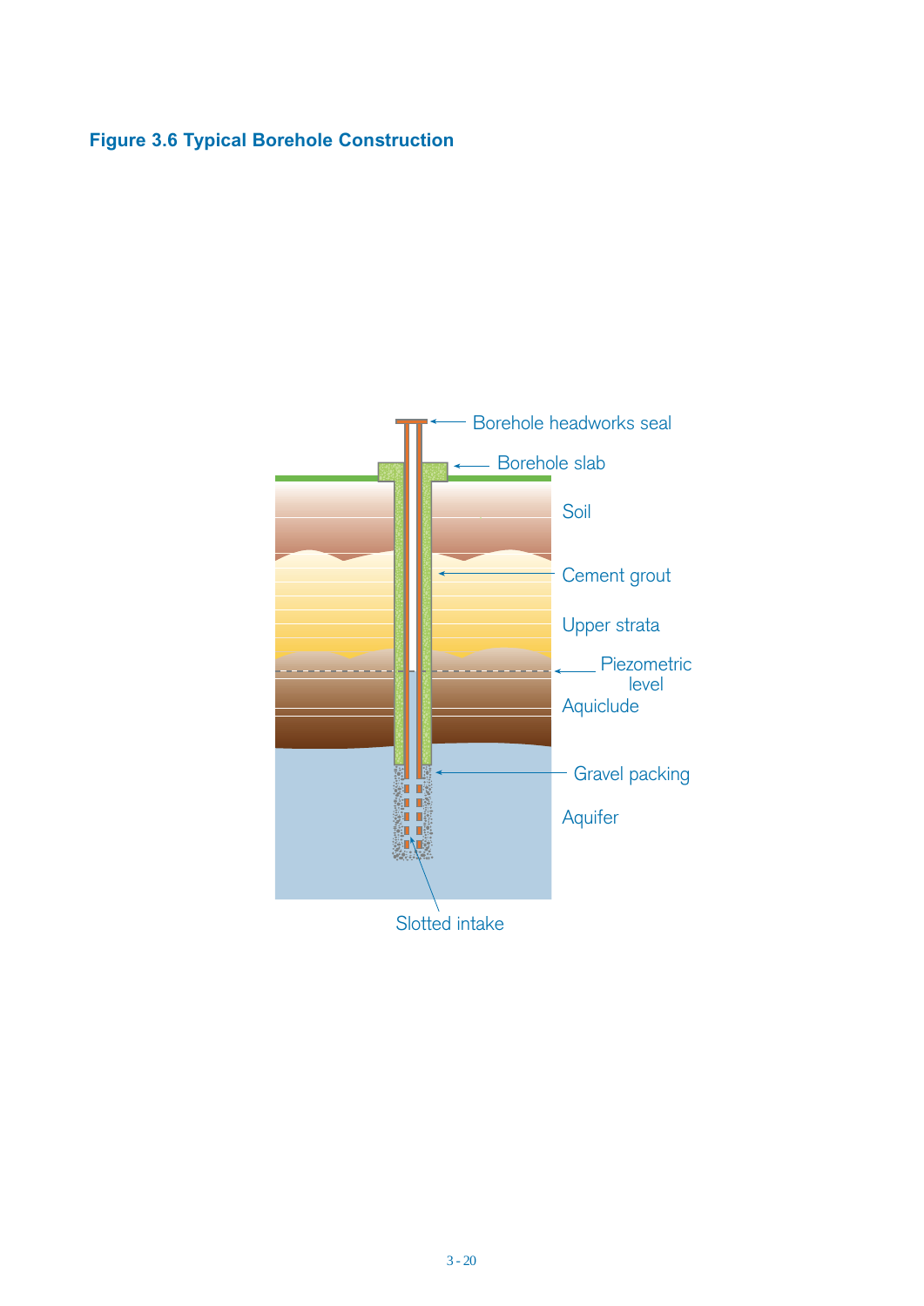**Figure 3.6 Typical Borehole Construction**

Borehole headworks seal

Borehole slab

Soil

Cement grout

Upper strata

Piezometric level

Aquiclude

Gravel packing

Aquifer

Slotted intake